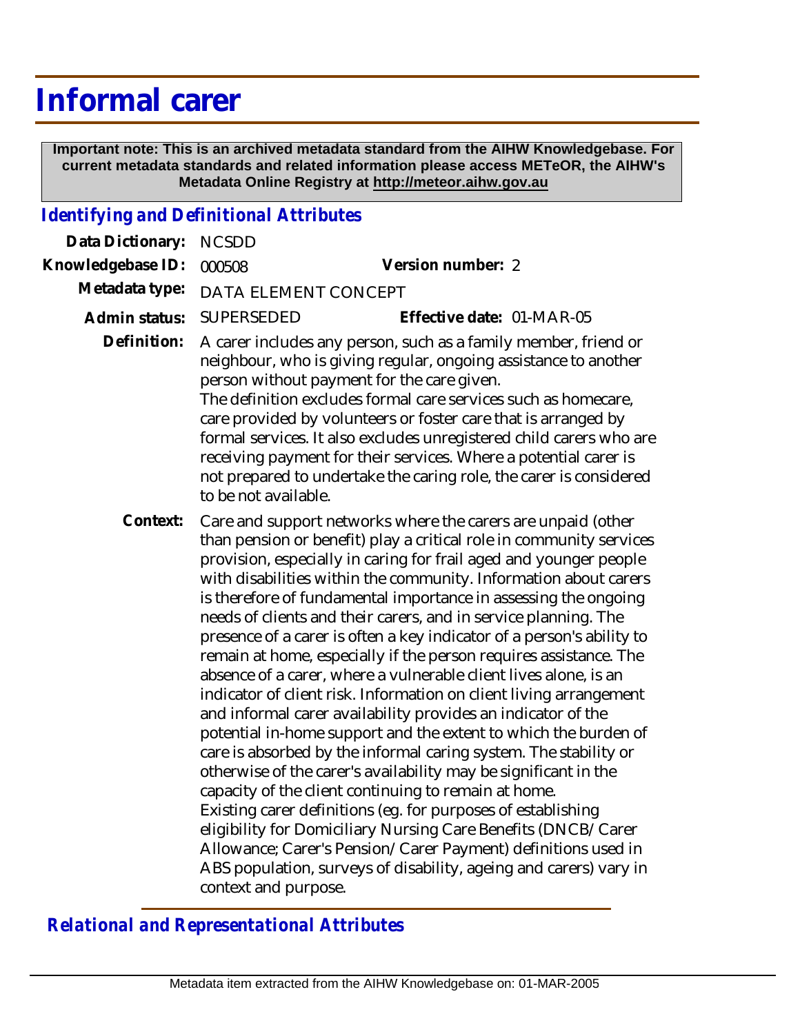# Informal carer

**Important note: This is an archived metadata standard from the AIHW Knowledgebase. For current metadata standards and related information please access METeOR, the AIHW's Metadata Online Registry at http://meteor.aihw.gov.au**

## *Identifying and Definitional Attributes*

**Data Dictionary:** NCSDD

**Knowledgebase ID:** 000508 **Version number:** 2

**Metadata type:** DATA ELEMENT CONCEPT

**Admin status:** SUPERSEDED **Effective date:** 01-MAR-05

**Definition:** A carer includes any person, such as a family member, friend or neighbour, who is giving regular, ongoing assistance to another person without payment for the care given.
The definition excludes formal care services such as homecare, care provided by volunteers or foster care that is arranged by formal services. It also excludes unregistered child carers who are receiving payment for their services. Where a potential carer is not prepared to undertake the caring role, the carer is considered to be not available.

**Context:** Care and support networks where the carers are unpaid (other than pension or benefit) play a critical role in community services provision, especially in caring for frail aged and younger people with disabilities within the community. Information about carers is therefore of fundamental importance in assessing the ongoing needs of clients and their carers, and in service planning. The presence of a carer is often a key indicator of a person's ability to remain at home, especially if the person requires assistance. The absence of a carer, where a vulnerable client lives alone, is an indicator of client risk. Information on client living arrangement and informal carer availability provides an indicator of the potential in-home support and the extent to which the burden of care is absorbed by the informal caring system. The stability or otherwise of the carer's availability may be significant in the capacity of the client continuing to remain at home.
Existing carer definitions (eg. for purposes of establishing eligibility for Domiciliary Nursing Care Benefits (DNCB/Carer Allowance; Carer's Pension/Carer Payment) definitions used in ABS population, surveys of disability, ageing and carers) vary in context and purpose.

## *Relational and Representational Attributes*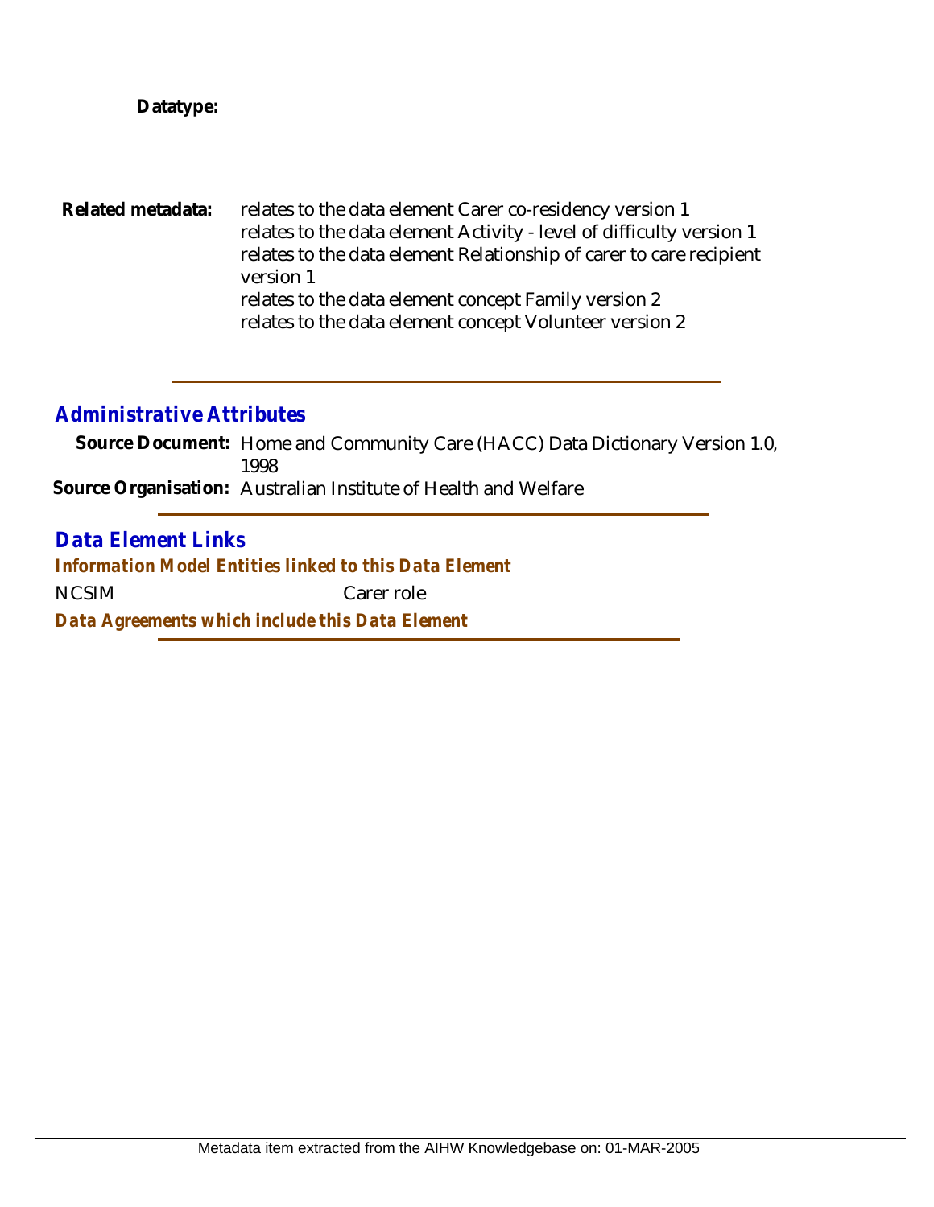**Datatype:**

**Related metadata:** relates to the data element Carer co-residency version 1
relates to the data element Activity - level of difficulty version 1
relates to the data element Relationship of carer to care recipient version 1
relates to the data element concept Family version 2
relates to the data element concept Volunteer version 2

## Administrative Attributes

**Source Document:** Home and Community Care (HACC) Data Dictionary Version 1.0, 1998

**Source Organisation:** Australian Institute of Health and Welfare

## Data Element Links

### *Information Model Entities linked to this Data Element*

NCSIM Carer role

### *Data Agreements which include this Data Element*

Metadata item extracted from the AIHW Knowledgebase on: 01-MAR-2005